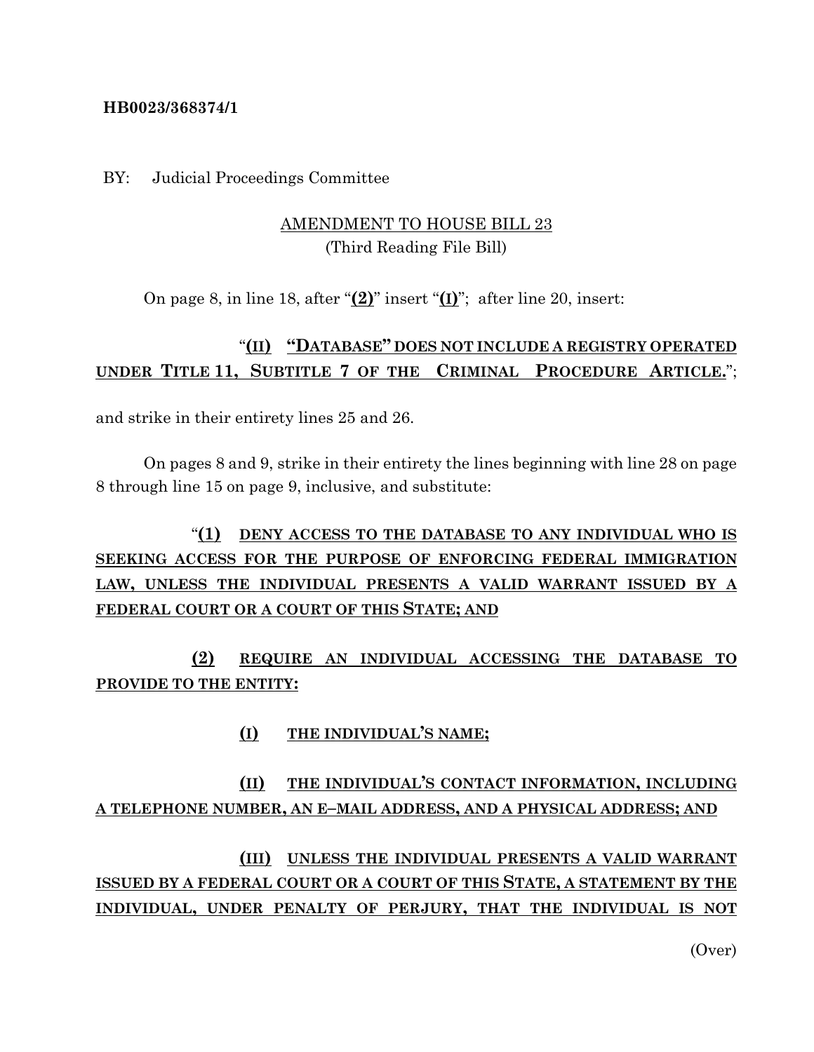**HB0023/368374/1**

BY: Judicial Proceedings Committee

AMENDMENT TO HOUSE BILL 23
(Third Reading File Bill)

On page 8, in line 18, after "**(2)**" insert "**(I)**"; after line 20, insert:

"**(II) "DATABASE" DOES NOT INCLUDE A REGISTRY OPERATED UNDER TITLE 11, SUBTITLE 7 OF THE CRIMINAL PROCEDURE ARTICLE.**";

and strike in their entirety lines 25 and 26.

On pages 8 and 9, strike in their entirety the lines beginning with line 28 on page 8 through line 15 on page 9, inclusive, and substitute:

"**(1) DENY ACCESS TO THE DATABASE TO ANY INDIVIDUAL WHO IS SEEKING ACCESS FOR THE PURPOSE OF ENFORCING FEDERAL IMMIGRATION LAW, UNLESS THE INDIVIDUAL PRESENTS A VALID WARRANT ISSUED BY A FEDERAL COURT OR A COURT OF THIS STATE; AND**

**(2) REQUIRE AN INDIVIDUAL ACCESSING THE DATABASE TO PROVIDE TO THE ENTITY:**

**(I) THE INDIVIDUAL'S NAME;**

**(II) THE INDIVIDUAL'S CONTACT INFORMATION, INCLUDING A TELEPHONE NUMBER, AN E–MAIL ADDRESS, AND A PHYSICAL ADDRESS; AND**

**(III) UNLESS THE INDIVIDUAL PRESENTS A VALID WARRANT ISSUED BY A FEDERAL COURT OR A COURT OF THIS STATE, A STATEMENT BY THE INDIVIDUAL, UNDER PENALTY OF PERJURY, THAT THE INDIVIDUAL IS NOT**

(Over)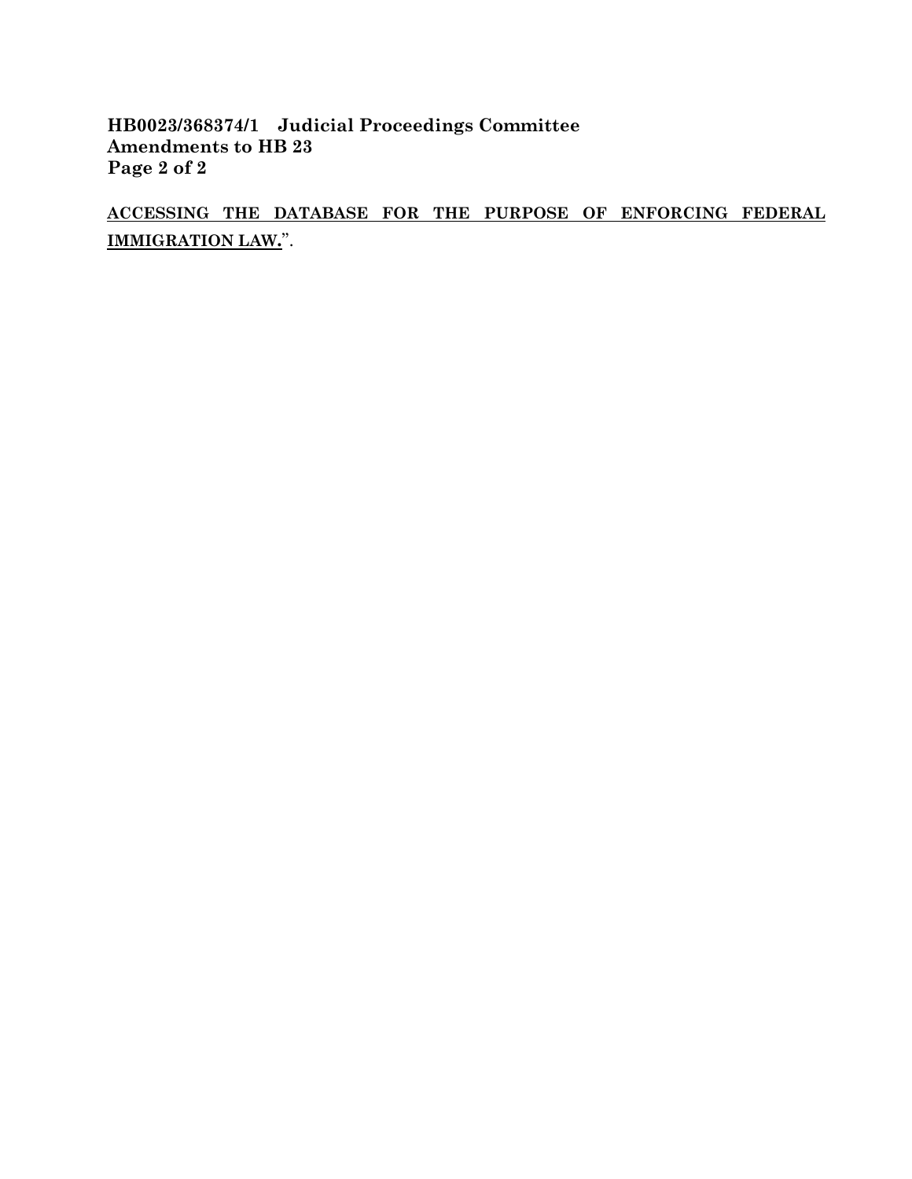**ACCESSING THE DATABASE FOR THE PURPOSE OF ENFORCING FEDERAL IMMIGRATION LAW.**".